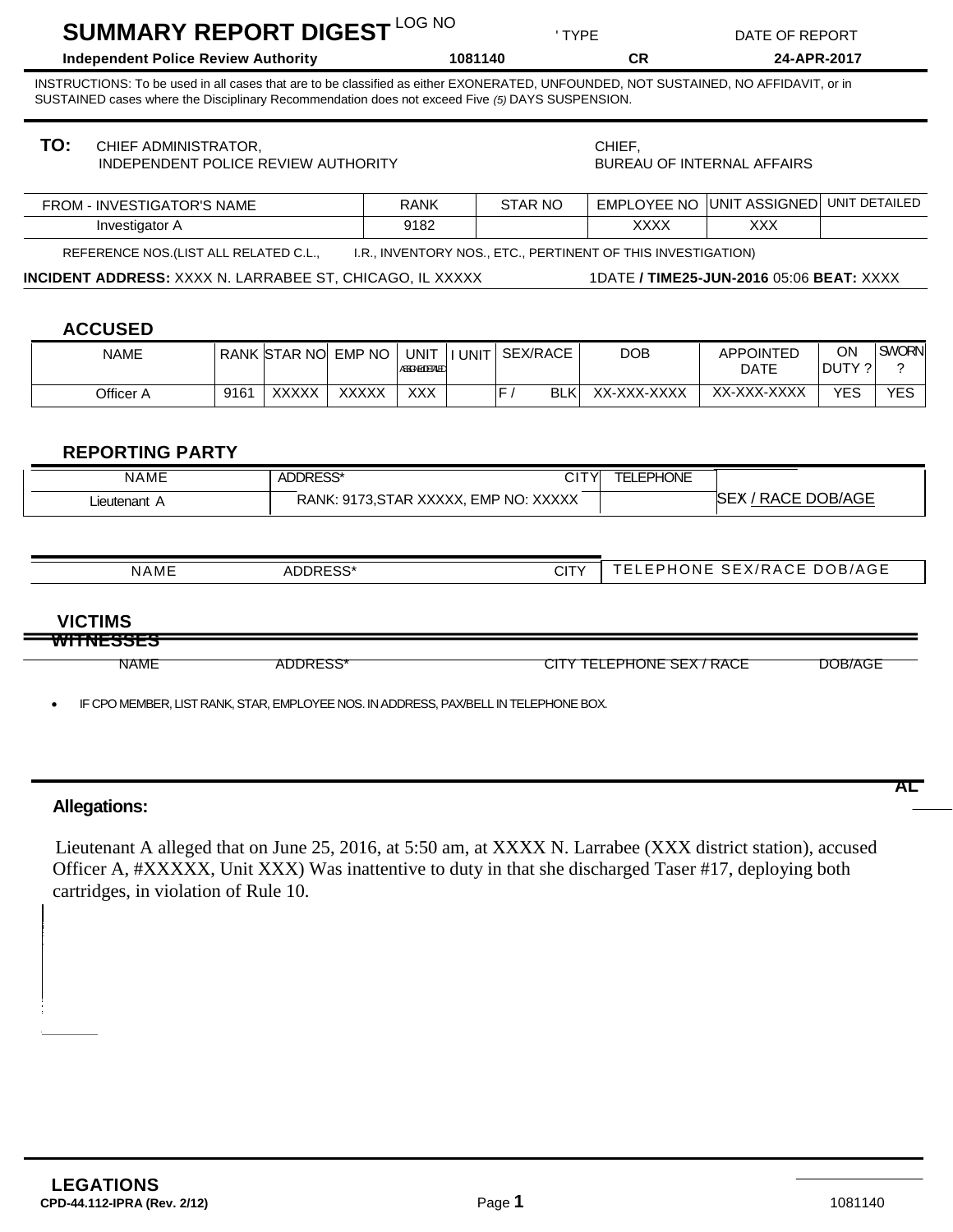# SUMMARY REPORT DIGEST

| | LOG NO | TYPE | DATE OF REPORT |
|---|---|---|---|
| Independent Police Review Authority | 1081140 | CR | 24-APR-2017 |

INSTRUCTIONS: To be used in all cases that are to be classified as either EXONERATED, UNFOUNDED, NOT SUSTAINED, NO AFFIDAVIT, or in SUSTAINED cases where the Disciplinary Recommendation does not exceed Five *(5)* DAYS SUSPENSION.

**TO:** CHIEF ADMINISTRATOR,
INDEPENDENT POLICE REVIEW AUTHORITY

CHIEF,
BUREAU OF INTERNAL AFFAIRS

| FROM - INVESTIGATOR'S NAME | RANK | STAR NO | EMPLOYEE NO | UNIT ASSIGNED | UNIT DETAILED |
|---|---|---|---|---|---|
| Investigator A | 9182 | | XXXX | XXX | |

REFERENCE NOS.(LIST ALL RELATED C.L., I.R., INVENTORY NOS., ETC., PERTINENT OF THIS INVESTIGATION)

**INCIDENT ADDRESS:** XXXX N. LARRABEE ST, CHICAGO, IL XXXXX **DATE / TIME** **25-JUN-2016** 05:06 **BEAT:** XXXX

## ACCUSED

| NAME | RANK | STAR NO | EMP NO | UNIT ASSIGNED/DETAILED | UNIT | SEX/RACE | DOB | APPOINTED DATE | ON DUTY ? | SWORN ? |
|---|---|---|---|---|---|---|---|---|---|---|
| Officer A | 9161 | XXXXX | XXXXX | XXX | | F / BLK | XX-XXX-XXXX | XX-XXX-XXXX | YES | YES |

## REPORTING PARTY

| NAME | ADDRESS* | CITY | TELEPHONE | SEX / RACE DOB/AGE |
|---|---|---|---|---|
| Lieutenant A | RANK: 9173,STAR XXXXX, EMP NO: XXXXX | | | |

## VICTIMS

| NAME | ADDRESS* | CITY | TELEPHONE | SEX/RACE | DOB/AGE |
|---|---|---|---|---|---|

## WITNESSES

| NAME | ADDRESS* | CITY | TELEPHONE | SEX / RACE | DOB/AGE |
|---|---|---|---|---|---|

- IF CPO MEMBER, LIST RANK, STAR, EMPLOYEE NOS. IN ADDRESS, PAX/BELL IN TELEPHONE BOX.

## ALLEGATIONS

**Allegations:**

Lieutenant A alleged that on June 25, 2016, at 5:50 am, at XXXX N. Larrabee (XXX district station), accused Officer A, #XXXXX, Unit XXX) Was inattentive to duty in that she discharged Taser #17, deploying both cartridges, in violation of Rule 10.

CPD-44.112-IPRA (Rev. 2/12)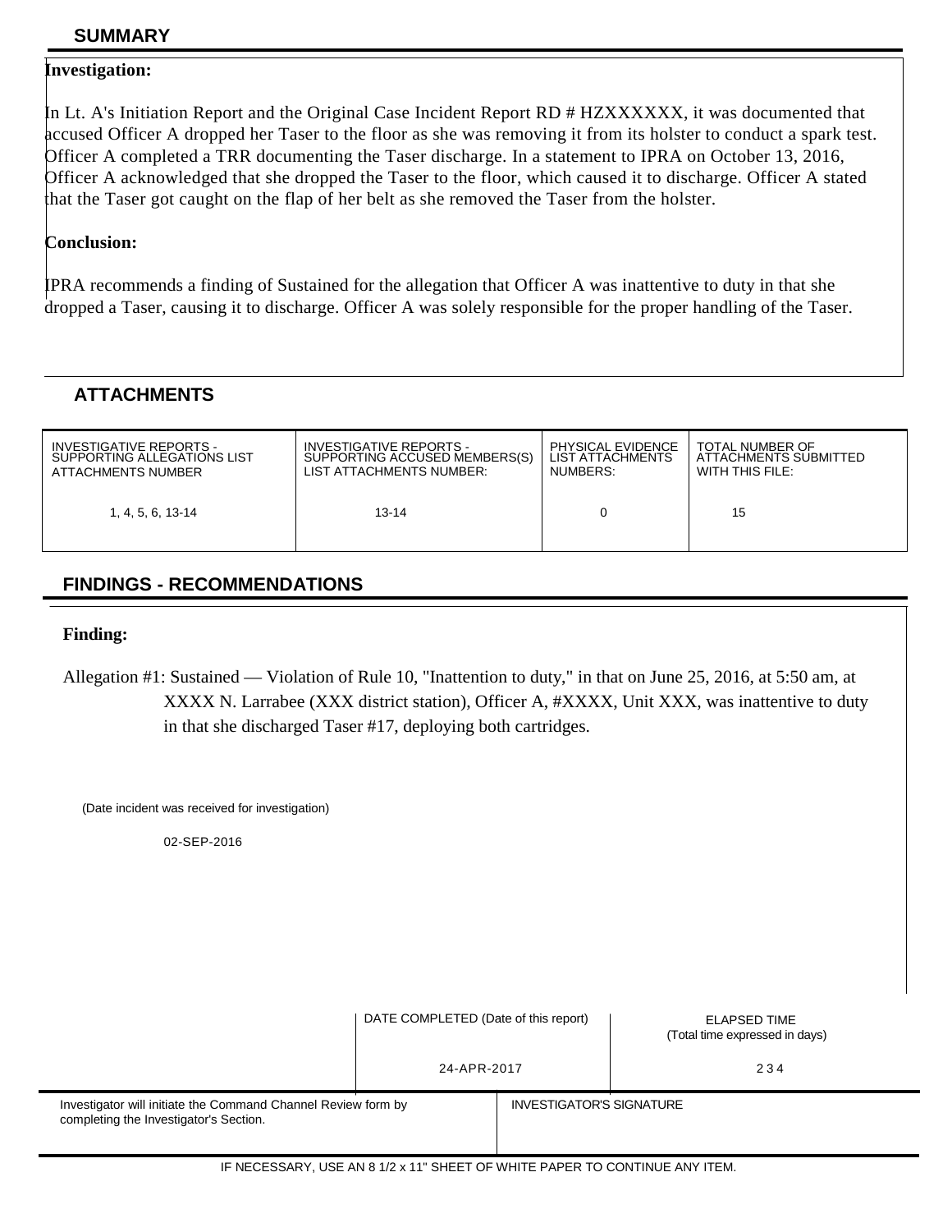## SUMMARY

**Investigation:**

In Lt. A's Initiation Report and the Original Case Incident Report RD # HZXXXXXX, it was documented that accused Officer A dropped her Taser to the floor as she was removing it from its holster to conduct a spark test. Officer A completed a TRR documenting the Taser discharge. In a statement to IPRA on October 13, 2016, Officer A acknowledged that she dropped the Taser to the floor, which caused it to discharge. Officer A stated that the Taser got caught on the flap of her belt as she removed the Taser from the holster.

**Conclusion:**

IPRA recommends a finding of Sustained for the allegation that Officer A was inattentive to duty in that she dropped a Taser, causing it to discharge. Officer A was solely responsible for the proper handling of the Taser.

## ATTACHMENTS

| INVESTIGATIVE REPORTS - SUPPORTING ALLEGATIONS LIST ATTACHMENTS NUMBER | INVESTIGATIVE REPORTS - SUPPORTING ACCUSED MEMBERS(S) LIST ATTACHMENTS NUMBER: | PHYSICAL EVIDENCE LIST ATTACHMENTS NUMBERS: | TOTAL NUMBER OF ATTACHMENTS SUBMITTED WITH THIS FILE: |
|---|---|---|---|
| 1, 4, 5, 6, 13-14 | 13-14 | 0 | 15 |

## FINDINGS - RECOMMENDATIONS

**Finding:**

Allegation #1: Sustained — Violation of Rule 10, "Inattention to duty," in that on June 25, 2016, at 5:50 am, at XXXX N. Larrabee (XXX district station), Officer A, #XXXX, Unit XXX, was inattentive to duty in that she discharged Taser #17, deploying both cartridges.

(Date incident was received for investigation)

02-SEP-2016

| DATE COMPLETED (Date of this report) | ELAPSED TIME (Total time expressed in days) |
|---|---|
| 24-APR-2017 | 234 |

| Investigator will initiate the Command Channel Review form by completing the Investigator's Section. | INVESTIGATOR'S SIGNATURE |
|---|---|
| | |

IF NECESSARY, USE AN 8 1/2 x 11" SHEET OF WHITE PAPER TO CONTINUE ANY ITEM.